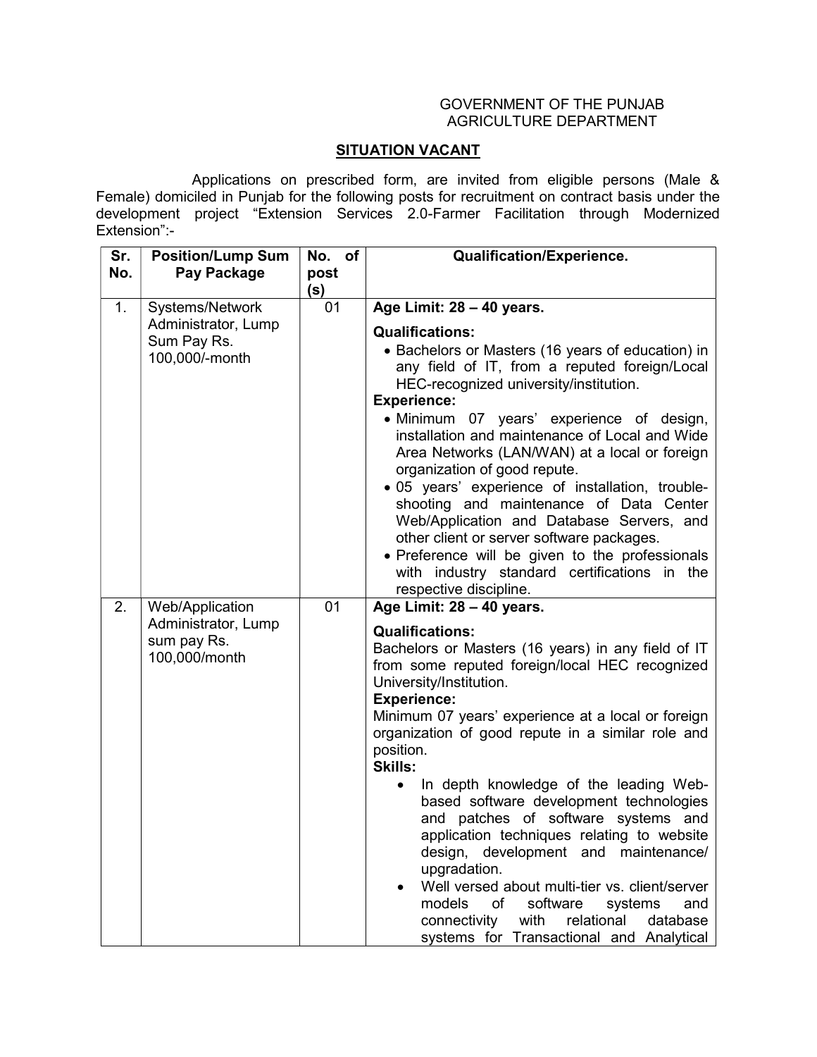GOVERNMENT OF THE PUNJAB
AGRICULTURE DEPARTMENT

## SITUATION VACANT

Applications on prescribed form, are invited from eligible persons (Male & Female) domiciled in Punjab for the following posts for recruitment on contract basis under the development project "Extension Services 2.0-Farmer Facilitation through Modernized Extension":-

| Sr. No. | Position/Lump Sum Pay Package | No. of post (s) | Qualification/Experience. |
|---|---|---|---|
| 1. | Systems/Network Administrator, Lump Sum Pay Rs. 100,000/-month | 01 | **Age Limit: 28 – 40 years.**<br>**Qualifications:**<br>• Bachelors or Masters (16 years of education) in any field of IT, from a reputed foreign/Local HEC-recognized university/institution.<br>**Experience:**<br>• Minimum 07 years' experience of design, installation and maintenance of Local and Wide Area Networks (LAN/WAN) at a local or foreign organization of good repute.<br>• 05 years' experience of installation, trouble-shooting and maintenance of Data Center Web/Application and Database Servers, and other client or server software packages.<br>• Preference will be given to the professionals with industry standard certifications in the respective discipline. |
| 2. | Web/Application Administrator, Lump sum pay Rs. 100,000/month | 01 | **Age Limit: 28 – 40 years.**<br>**Qualifications:**<br>Bachelors or Masters (16 years) in any field of IT from some reputed foreign/local HEC recognized University/Institution.<br>**Experience:**<br>Minimum 07 years' experience at a local or foreign organization of good repute in a similar role and position.<br>**Skills:**<br>• In depth knowledge of the leading Web-based software development technologies and patches of software systems and application techniques relating to website design, development and maintenance/ upgradation.<br>• Well versed about multi-tier vs. client/server models of software systems and connectivity with relational database systems for Transactional and Analytical |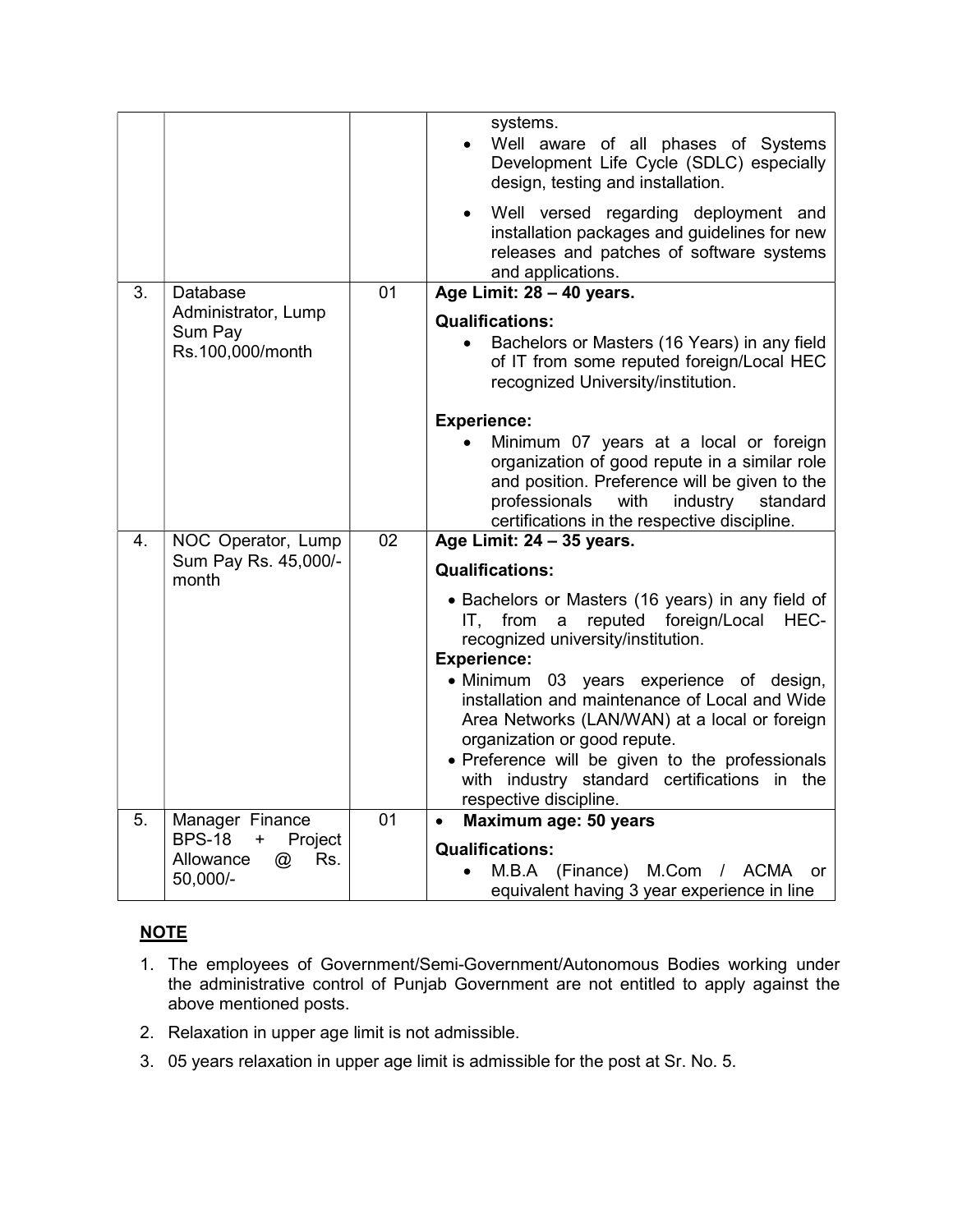| | | | |
|---|---|---|---|
| | | | systems.<br>• Well aware of all phases of Systems Development Life Cycle (SDLC) especially design, testing and installation.<br>• Well versed regarding deployment and installation packages and guidelines for new releases and patches of software systems and applications. |
| 3. | Database Administrator, Lump Sum Pay Rs.100,000/month | 01 | **Age Limit: 28 – 40 years.**<br>**Qualifications:**<br>• Bachelors or Masters (16 Years) in any field of IT from some reputed foreign/Local HEC recognized University/institution.<br>**Experience:**<br>• Minimum 07 years at a local or foreign organization of good repute in a similar role and position. Preference will be given to the professionals with industry standard certifications in the respective discipline. |
| 4. | NOC Operator, Lump Sum Pay Rs. 45,000/-month | 02 | **Age Limit: 24 – 35 years.**<br>**Qualifications:**<br>• Bachelors or Masters (16 years) in any field of IT, from a reputed foreign/Local HEC-recognized university/institution.<br>**Experience:**<br>• Minimum 03 years experience of design, installation and maintenance of Local and Wide Area Networks (LAN/WAN) at a local or foreign organization or good repute.<br>• Preference will be given to the professionals with industry standard certifications in the respective discipline. |
| 5. | Manager Finance BPS-18 + Project Allowance @ Rs. 50,000/- | 01 | • **Maximum age: 50 years**<br>**Qualifications:**<br>• M.B.A (Finance) M.Com / ACMA or equivalent having 3 year experience in line |

## NOTE

1. The employees of Government/Semi-Government/Autonomous Bodies working under the administrative control of Punjab Government are not entitled to apply against the above mentioned posts.
2. Relaxation in upper age limit is not admissible.
3. 05 years relaxation in upper age limit is admissible for the post at Sr. No. 5.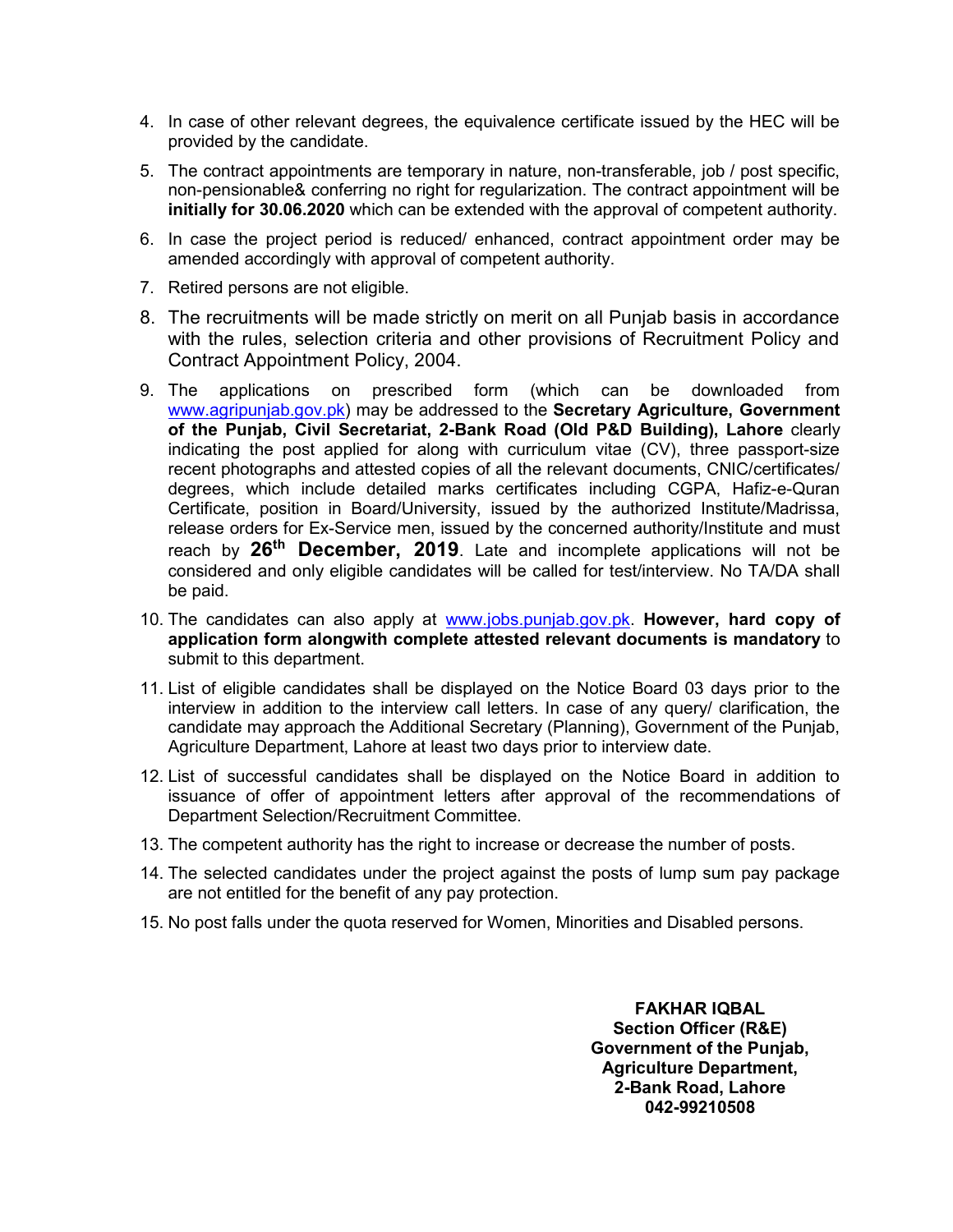4. In case of other relevant degrees, the equivalence certificate issued by the HEC will be provided by the candidate.
5. The contract appointments are temporary in nature, non-transferable, job / post specific, non-pensionable& conferring no right for regularization. The contract appointment will be **initially for 30.06.2020** which can be extended with the approval of competent authority.
6. In case the project period is reduced/ enhanced, contract appointment order may be amended accordingly with approval of competent authority.
7. Retired persons are not eligible.
8. The recruitments will be made strictly on merit on all Punjab basis in accordance with the rules, selection criteria and other provisions of Recruitment Policy and Contract Appointment Policy, 2004.
9. The applications on prescribed form (which can be downloaded from www.agripunjab.gov.pk) may be addressed to the **Secretary Agriculture, Government of the Punjab, Civil Secretariat, 2-Bank Road (Old P&D Building), Lahore** clearly indicating the post applied for along with curriculum vitae (CV), three passport-size recent photographs and attested copies of all the relevant documents, CNIC/certificates/ degrees, which include detailed marks certificates including CGPA, Hafiz-e-Quran Certificate, position in Board/University, issued by the authorized Institute/Madrissa, release orders for Ex-Service men, issued by the concerned authority/Institute and must reach by **26th December, 2019**. Late and incomplete applications will not be considered and only eligible candidates will be called for test/interview. No TA/DA shall be paid.
10. The candidates can also apply at www.jobs.punjab.gov.pk. **However, hard copy of application form alongwith complete attested relevant documents is mandatory** to submit to this department.
11. List of eligible candidates shall be displayed on the Notice Board 03 days prior to the interview in addition to the interview call letters. In case of any query/ clarification, the candidate may approach the Additional Secretary (Planning), Government of the Punjab, Agriculture Department, Lahore at least two days prior to interview date.
12. List of successful candidates shall be displayed on the Notice Board in addition to issuance of offer of appointment letters after approval of the recommendations of Department Selection/Recruitment Committee.
13. The competent authority has the right to increase or decrease the number of posts.
14. The selected candidates under the project against the posts of lump sum pay package are not entitled for the benefit of any pay protection.
15. No post falls under the quota reserved for Women, Minorities and Disabled persons.

**FAKHAR IQBAL**
**Section Officer (R&E)**
**Government of the Punjab,**
**Agriculture Department,**
**2-Bank Road, Lahore**
**042-99210508**